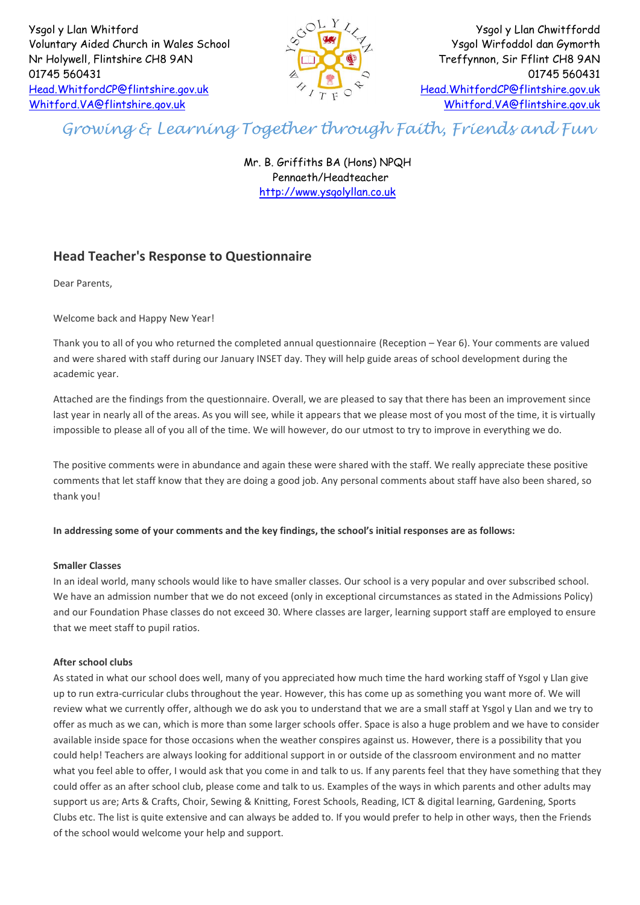Ysgol y Llan Whitford
Voluntary Aided Church in Wales School
Nr Holywell, Flintshire CH8 9AN
01745 560431
Head.WhitfordCP@flintshire.gov.uk
Whitford.VA@flintshire.gov.uk

Ysgol y Llan Chwitffordd
Ysgol Wirfoddol dan Gymorth
Treffynnon, Sir Fflint CH8 9AN
01745 560431
Head.WhitfordCP@flintshire.gov.uk
Whitford.VA@flintshire.gov.uk

*Growing & Learning Together through Faith, Friends and Fun*

Mr. B. Griffiths BA (Hons) NPQH
Pennaeth/Headteacher
http://www.ysgolyllan.co.uk

## Head Teacher's Response to Questionnaire

Dear Parents,

Welcome back and Happy New Year!

Thank you to all of you who returned the completed annual questionnaire (Reception – Year 6). Your comments are valued and were shared with staff during our January INSET day. They will help guide areas of school development during the academic year.

Attached are the findings from the questionnaire. Overall, we are pleased to say that there has been an improvement since last year in nearly all of the areas. As you will see, while it appears that we please most of you most of the time, it is virtually impossible to please all of you all of the time. We will however, do our utmost to try to improve in everything we do.

The positive comments were in abundance and again these were shared with the staff. We really appreciate these positive comments that let staff know that they are doing a good job. Any personal comments about staff have also been shared, so thank you!

**In addressing some of your comments and the key findings, the school's initial responses are as follows:**

**Smaller Classes**
In an ideal world, many schools would like to have smaller classes. Our school is a very popular and over subscribed school. We have an admission number that we do not exceed (only in exceptional circumstances as stated in the Admissions Policy) and our Foundation Phase classes do not exceed 30. Where classes are larger, learning support staff are employed to ensure that we meet staff to pupil ratios.

**After school clubs**
As stated in what our school does well, many of you appreciated how much time the hard working staff of Ysgol y Llan give up to run extra-curricular clubs throughout the year. However, this has come up as something you want more of. We will review what we currently offer, although we do ask you to understand that we are a small staff at Ysgol y Llan and we try to offer as much as we can, which is more than some larger schools offer. Space is also a huge problem and we have to consider available inside space for those occasions when the weather conspires against us. However, there is a possibility that you could help! Teachers are always looking for additional support in or outside of the classroom environment and no matter what you feel able to offer, I would ask that you come in and talk to us. If any parents feel that they have something that they could offer as an after school club, please come and talk to us. Examples of the ways in which parents and other adults may support us are; Arts & Crafts, Choir, Sewing & Knitting, Forest Schools, Reading, ICT & digital learning, Gardening, Sports Clubs etc. The list is quite extensive and can always be added to. If you would prefer to help in other ways, then the Friends of the school would welcome your help and support.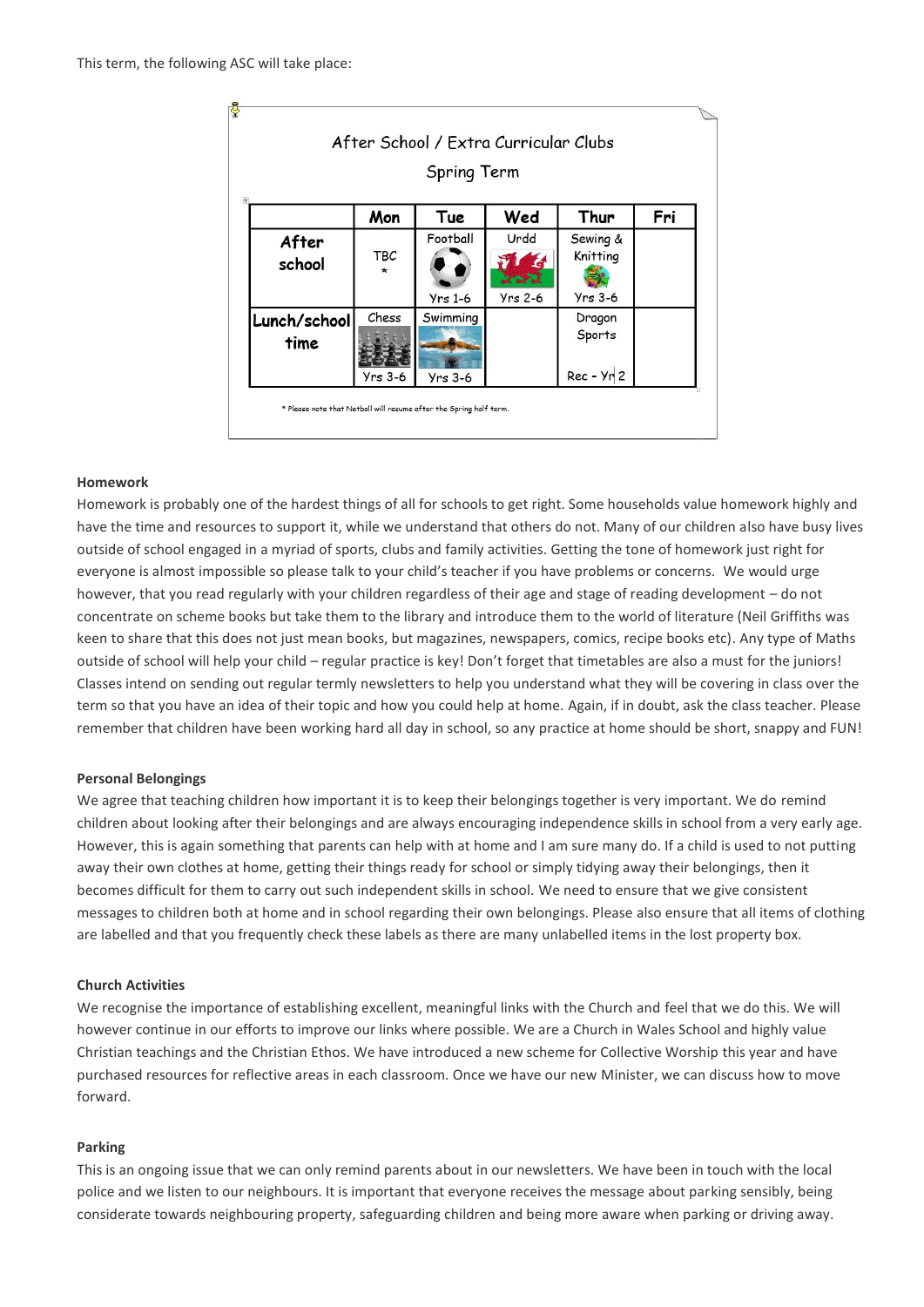This term, the following ASC will take place:

After School / Extra Curricular Clubs

Spring Term

| | Mon | Tue | Wed | Thur | Fri |
|---|---|---|---|---|---|
| After school | TBC * | Football Yrs 1-6 | Urdd Yrs 2-6 | Sewing & Knitting Yrs 3-6 | |
| Lunch/school time | Chess Yrs 3-6 | Swimming Yrs 3-6 | | Dragon Sports Rec - Yr 2 | |

* Please note that Netball will resume after the Spring half term.

**Homework**

Homework is probably one of the hardest things of all for schools to get right. Some households value homework highly and have the time and resources to support it, while we understand that others do not. Many of our children also have busy lives outside of school engaged in a myriad of sports, clubs and family activities. Getting the tone of homework just right for everyone is almost impossible so please talk to your child's teacher if you have problems or concerns. We would urge however, that you read regularly with your children regardless of their age and stage of reading development – do not concentrate on scheme books but take them to the library and introduce them to the world of literature (Neil Griffiths was keen to share that this does not just mean books, but magazines, newspapers, comics, recipe books etc). Any type of Maths outside of school will help your child – regular practice is key! Don't forget that timetables are also a must for the juniors! Classes intend on sending out regular termly newsletters to help you understand what they will be covering in class over the term so that you have an idea of their topic and how you could help at home. Again, if in doubt, ask the class teacher. Please remember that children have been working hard all day in school, so any practice at home should be short, snappy and FUN!

**Personal Belongings**

We agree that teaching children how important it is to keep their belongings together is very important. We do remind children about looking after their belongings and are always encouraging independence skills in school from a very early age. However, this is again something that parents can help with at home and I am sure many do. If a child is used to not putting away their own clothes at home, getting their things ready for school or simply tidying away their belongings, then it becomes difficult for them to carry out such independent skills in school. We need to ensure that we give consistent messages to children both at home and in school regarding their own belongings. Please also ensure that all items of clothing are labelled and that you frequently check these labels as there are many unlabelled items in the lost property box.

**Church Activities**

We recognise the importance of establishing excellent, meaningful links with the Church and feel that we do this. We will however continue in our efforts to improve our links where possible. We are a Church in Wales School and highly value Christian teachings and the Christian Ethos. We have introduced a new scheme for Collective Worship this year and have purchased resources for reflective areas in each classroom. Once we have our new Minister, we can discuss how to move forward.

**Parking**

This is an ongoing issue that we can only remind parents about in our newsletters. We have been in touch with the local police and we listen to our neighbours. It is important that everyone receives the message about parking sensibly, being considerate towards neighbouring property, safeguarding children and being more aware when parking or driving away.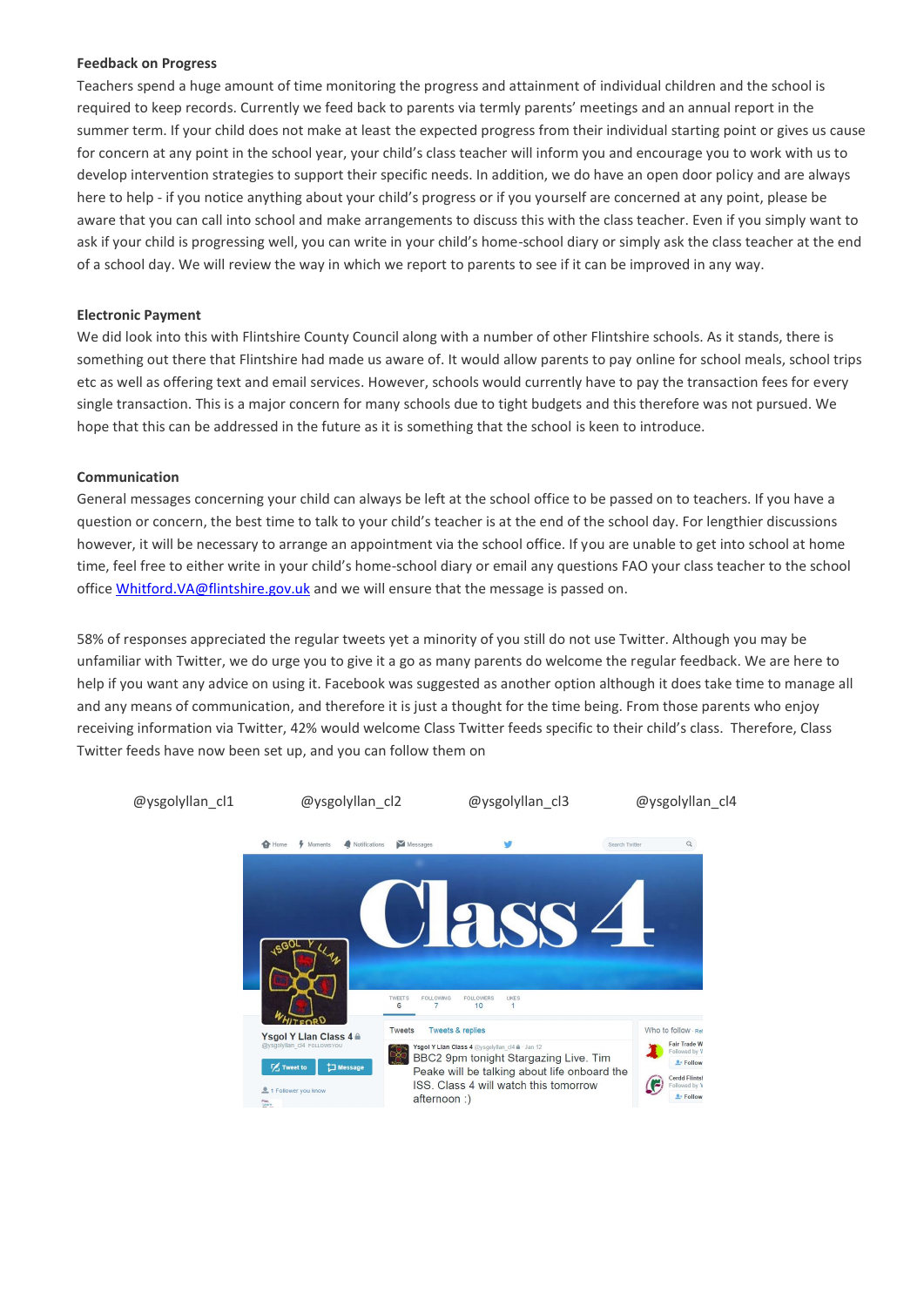**Feedback on Progress**

Teachers spend a huge amount of time monitoring the progress and attainment of individual children and the school is required to keep records. Currently we feed back to parents via termly parents' meetings and an annual report in the summer term. If your child does not make at least the expected progress from their individual starting point or gives us cause for concern at any point in the school year, your child's class teacher will inform you and encourage you to work with us to develop intervention strategies to support their specific needs. In addition, we do have an open door policy and are always here to help - if you notice anything about your child's progress or if you yourself are concerned at any point, please be aware that you can call into school and make arrangements to discuss this with the class teacher. Even if you simply want to ask if your child is progressing well, you can write in your child's home-school diary or simply ask the class teacher at the end of a school day. We will review the way in which we report to parents to see if it can be improved in any way.

**Electronic Payment**

We did look into this with Flintshire County Council along with a number of other Flintshire schools. As it stands, there is something out there that Flintshire had made us aware of. It would allow parents to pay online for school meals, school trips etc as well as offering text and email services. However, schools would currently have to pay the transaction fees for every single transaction. This is a major concern for many schools due to tight budgets and this therefore was not pursued. We hope that this can be addressed in the future as it is something that the school is keen to introduce.

**Communication**

General messages concerning your child can always be left at the school office to be passed on to teachers. If you have a question or concern, the best time to talk to your child's teacher is at the end of the school day. For lengthier discussions however, it will be necessary to arrange an appointment via the school office. If you are unable to get into school at home time, feel free to either write in your child's home-school diary or email any questions FAO your class teacher to the school office [Whitford.VA@flintshire.gov.uk](mailto:Whitford.VA@flintshire.gov.uk) and we will ensure that the message is passed on.

58% of responses appreciated the regular tweets yet a minority of you still do not use Twitter. Although you may be unfamiliar with Twitter, we do urge you to give it a go as many parents do welcome the regular feedback. We are here to help if you want any advice on using it. Facebook was suggested as another option although it does take time to manage all and any means of communication, and therefore it is just a thought for the time being. From those parents who enjoy receiving information via Twitter, 42% would welcome Class Twitter feeds specific to their child's class. Therefore, Class Twitter feeds have now been set up, and you can follow them on

@ysgolyllan_cl1 @ysgolyllan_cl2 @ysgolyllan_cl3 @ysgolyllan_cl4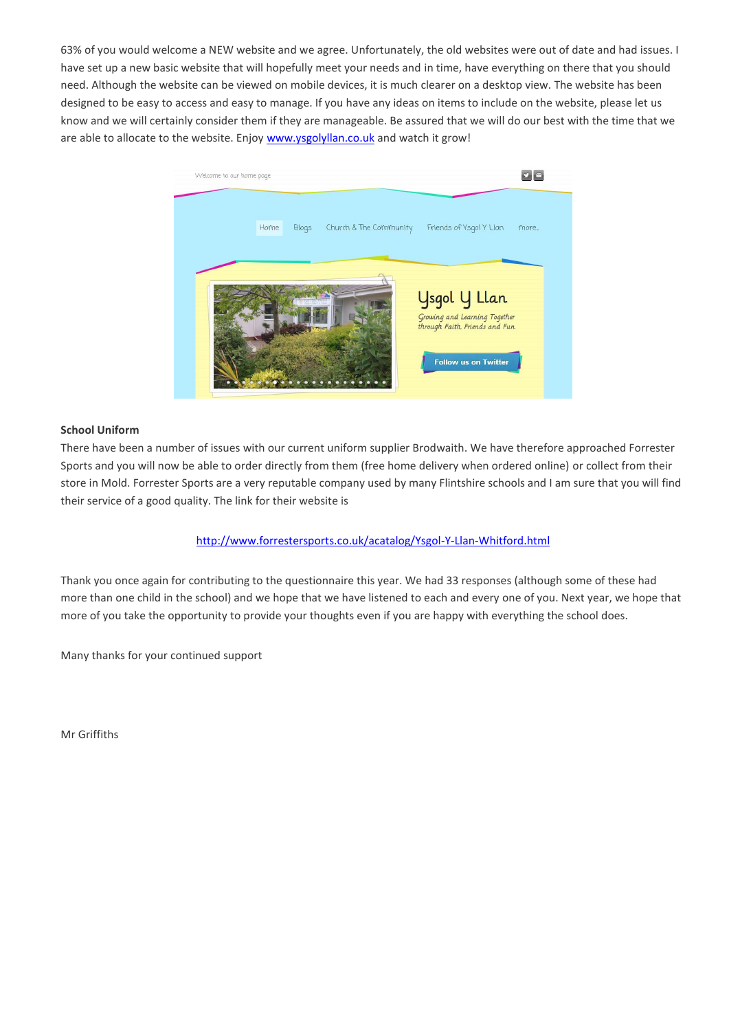63% of you would welcome a NEW website and we agree. Unfortunately, the old websites were out of date and had issues. I have set up a new basic website that will hopefully meet your needs and in time, have everything on there that you should need. Although the website can be viewed on mobile devices, it is much clearer on a desktop view. The website has been designed to be easy to access and easy to manage. If you have any ideas on items to include on the website, please let us know and we will certainly consider them if they are manageable. Be assured that we will do our best with the time that we are able to allocate to the website. Enjoy www.ysgolyllan.co.uk and watch it grow!

**School Uniform**

There have been a number of issues with our current uniform supplier Brodwaith. We have therefore approached Forrester Sports and you will now be able to order directly from them (free home delivery when ordered online) or collect from their store in Mold. Forrester Sports are a very reputable company used by many Flintshire schools and I am sure that you will find their service of a good quality. The link for their website is

http://www.forrestersports.co.uk/acatalog/Ysgol-Y-Llan-Whitford.html

Thank you once again for contributing to the questionnaire this year. We had 33 responses (although some of these had more than one child in the school) and we hope that we have listened to each and every one of you. Next year, we hope that more of you take the opportunity to provide your thoughts even if you are happy with everything the school does.

Many thanks for your continued support

Mr Griffiths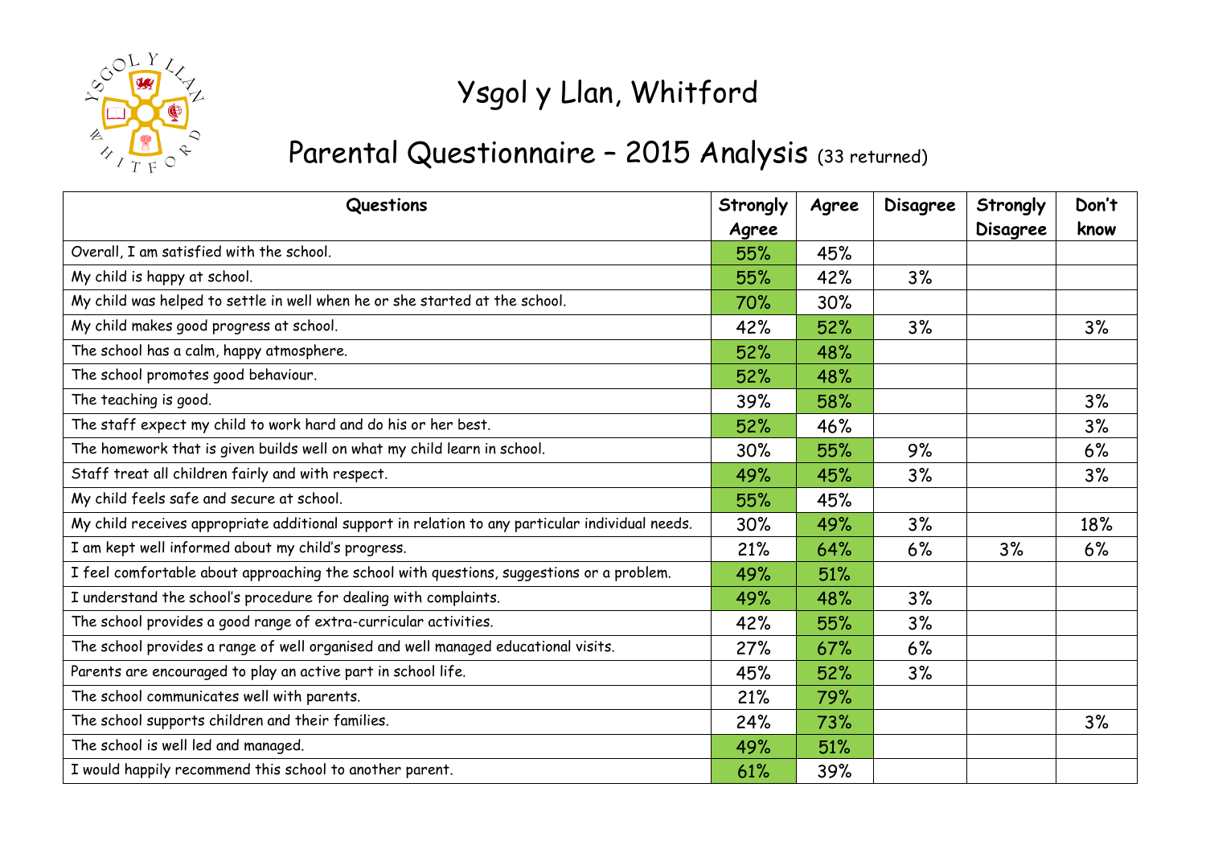# Ysgol y Llan, Whitford

## Parental Questionnaire – 2015 Analysis (33 returned)

| Questions | Strongly Agree | Agree | Disagree | Strongly Disagree | Don't know |
|---|---|---|---|---|---|
| Overall, I am satisfied with the school. | 55% | 45% | | | |
| My child is happy at school. | 55% | 42% | 3% | | |
| My child was helped to settle in well when he or she started at the school. | 70% | 30% | | | |
| My child makes good progress at school. | 42% | 52% | 3% | | 3% |
| The school has a calm, happy atmosphere. | 52% | 48% | | | |
| The school promotes good behaviour. | 52% | 48% | | | |
| The teaching is good. | 39% | 58% | | | 3% |
| The staff expect my child to work hard and do his or her best. | 52% | 46% | | | 3% |
| The homework that is given builds well on what my child learn in school. | 30% | 55% | 9% | | 6% |
| Staff treat all children fairly and with respect. | 49% | 45% | 3% | | 3% |
| My child feels safe and secure at school. | 55% | 45% | | | |
| My child receives appropriate additional support in relation to any particular individual needs. | 30% | 49% | 3% | | 18% |
| I am kept well informed about my child's progress. | 21% | 64% | 6% | 3% | 6% |
| I feel comfortable about approaching the school with questions, suggestions or a problem. | 49% | 51% | | | |
| I understand the school's procedure for dealing with complaints. | 49% | 48% | 3% | | |
| The school provides a good range of extra-curricular activities. | 42% | 55% | 3% | | |
| The school provides a range of well organised and well managed educational visits. | 27% | 67% | 6% | | |
| Parents are encouraged to play an active part in school life. | 45% | 52% | 3% | | |
| The school communicates well with parents. | 21% | 79% | | | |
| The school supports children and their families. | 24% | 73% | | | 3% |
| The school is well led and managed. | 49% | 51% | | | |
| I would happily recommend this school to another parent. | 61% | 39% | | | |